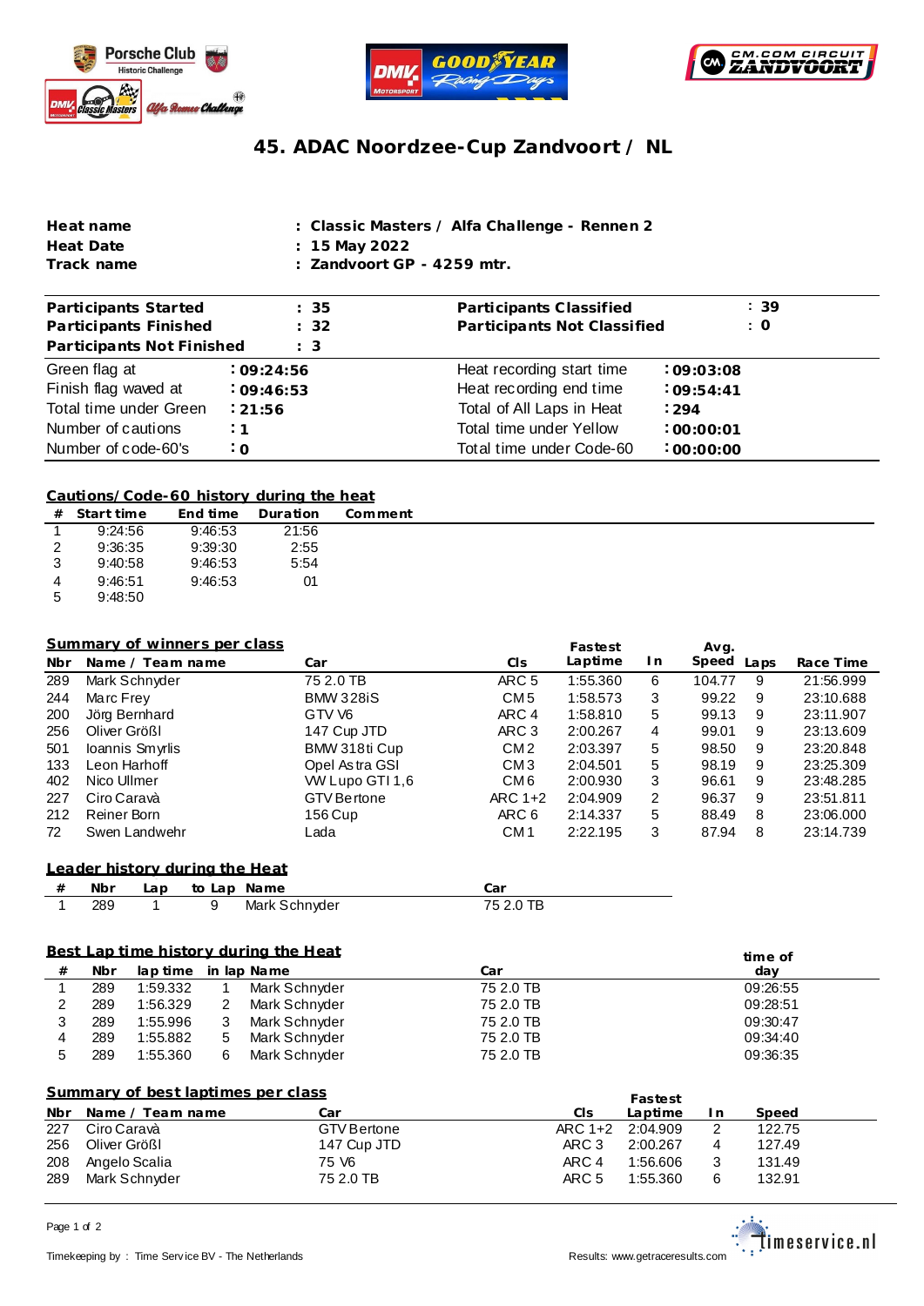# 45. ADAC Noordzee-Cup Zandvoort / NL

| | |
|---|---|
| **Heat name** | **: Classic Masters / Alfa Challenge - Rennen 2** |
| **Heat Date** | **: 15 May 2022** |
| **Track name** | **: Zandvoort GP - 4259 mtr.** |

| | | | |
|---|---|---|---|
| **Participants Started** | **: 35** | **Participants Classified** | **: 39** |
| **Participants Finished** | **: 32** | **Participants Not Classified** | **: 0** |
| **Participants Not Finished** | **: 3** | | |
| Green flag at | **: 09:24:56** | Heat recording start time | **: 09:03:08** |
| Finish flag waved at | **: 09:46:53** | Heat recording end time | **: 09:54:41** |
| Total time under Green | **: 21:56** | Total of All Laps in Heat | **: 294** |
| Number of cautions | **: 1** | Total time under Yellow | **: 00:00:01** |
| Number of code-60's | **: 0** | Total time under Code-60 | **: 00:00:00** |

## Cautions/Code-60 history during the heat

| # | Start time | End time | Duration | Comment |
|---|---|---|---|---|
| 1 | 9:24:56 | 9:46:53 | 21:56 | |
| 2 | 9:36:35 | 9:39:30 | 2:55 | |
| 3 | 9:40:58 | 9:46:53 | 5:54 | |
| 4 | 9:46:51 | 9:46:53 | 01 | |
| 5 | 9:48:50 | | | |

## Summary of winners per class

| Nbr | Name / Team name | Car | Cls | Fastest Laptime | In | Avg. Speed | Laps | Race Time |
|---|---|---|---|---|---|---|---|---|
| 289 | Mark Schnyder | 75 2.0 TB | ARC 5 | 1:55.360 | 6 | 104.77 | 9 | 21:56.999 |
| 244 | Marc Frey | BMW 328iS | CM5 | 1:58.573 | 3 | 99.22 | 9 | 23:10.688 |
| 200 | Jörg Bernhard | GTV V6 | ARC 4 | 1:58.810 | 5 | 99.13 | 9 | 23:11.907 |
| 256 | Oliver Größl | 147 Cup JTD | ARC 3 | 2:00.267 | 4 | 99.01 | 9 | 23:13.609 |
| 501 | Ioannis Smyrlis | BMW 318ti Cup | CM2 | 2:03.397 | 5 | 98.50 | 9 | 23:20.848 |
| 133 | Leon Harhoff | Opel Astra GSI | CM3 | 2:04.501 | 5 | 98.19 | 9 | 23:25.309 |
| 402 | Nico Ullmer | VW Lupo GTI 1,6 | CM6 | 2:00.930 | 3 | 96.61 | 9 | 23:48.285 |
| 227 | Ciro Caravà | GTV Bertone | ARC 1+2 | 2:04.909 | 2 | 96.37 | 9 | 23:51.811 |
| 212 | Reiner Born | 156 Cup | ARC 6 | 2:14.337 | 5 | 88.49 | 8 | 23:06.000 |
| 72 | Swen Landwehr | Lada | CM1 | 2:22.195 | 3 | 87.94 | 8 | 23:14.739 |

## Leader history during the Heat

| # | Nbr | Lap | to Lap | Name | Car |
|---|---|---|---|---|---|
| 1 | 289 | 1 | 9 | Mark Schnyder | 75 2.0 TB |

## Best Lap time history during the Heat

| # | Nbr | lap time | in lap | Name | Car | time of day |
|---|---|---|---|---|---|---|
| 1 | 289 | 1:59.332 | 1 | Mark Schnyder | 75 2.0 TB | 09:26:55 |
| 2 | 289 | 1:56.329 | 2 | Mark Schnyder | 75 2.0 TB | 09:28:51 |
| 3 | 289 | 1:55.996 | 3 | Mark Schnyder | 75 2.0 TB | 09:30:47 |
| 4 | 289 | 1:55.882 | 5 | Mark Schnyder | 75 2.0 TB | 09:34:40 |
| 5 | 289 | 1:55.360 | 6 | Mark Schnyder | 75 2.0 TB | 09:36:35 |

## Summary of best laptimes per class

| Nbr | Name / Team name | Car | Cls | Fastest Laptime | In | Speed |
|---|---|---|---|---|---|---|
| 227 | Ciro Caravà | GTV Bertone | ARC 1+2 | 2:04.909 | 2 | 122.75 |
| 256 | Oliver Größl | 147 Cup JTD | ARC 3 | 2:00.267 | 4 | 127.49 |
| 208 | Angelo Scalia | 75 V6 | ARC 4 | 1:56.606 | 3 | 131.49 |
| 289 | Mark Schnyder | 75 2.0 TB | ARC 5 | 1:55.360 | 6 | 132.91 |

Timekeeping by : Time Service BV - The Netherlands

Results: www.getraceresults.com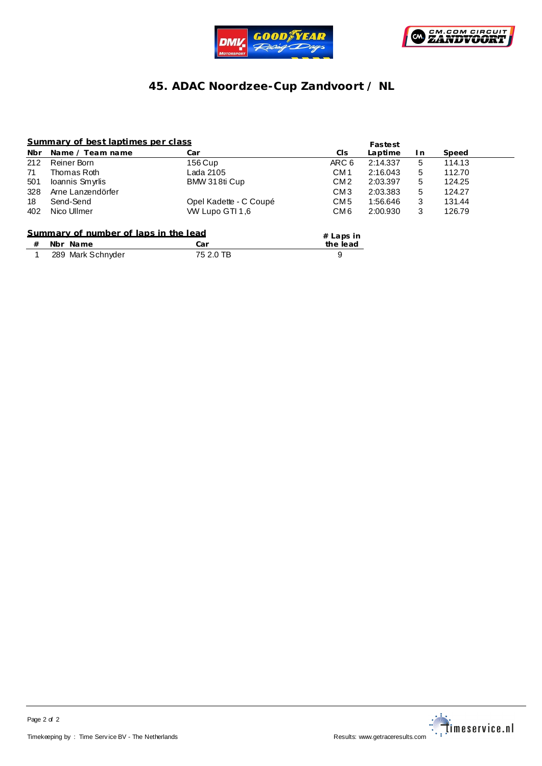# 45. ADAC Noordzee-Cup Zandvoort / NL

## Summary of best laptimes per class

| Nbr | Name / Team name | Car | Cls | Fastest Laptime | In | Speed |
|---|---|---|---|---|---|---|
| 212 | Reiner Born | 156 Cup | ARC 6 | 2:14.337 | 5 | 114.13 |
| 71 | Thomas Roth | Lada 2105 | CM 1 | 2:16.043 | 5 | 112.70 |
| 501 | Ioannis Smyrlis | BMW 318ti Cup | CM 2 | 2:03.397 | 5 | 124.25 |
| 328 | Arne Lanzendörfer | | CM 3 | 2:03.383 | 5 | 124.27 |
| 18 | Send-Send | Opel Kadette - C Coupé | CM 5 | 1:56.646 | 3 | 131.44 |
| 402 | Nico Ullmer | VW Lupo GTI 1,6 | CM 6 | 2:00.930 | 3 | 126.79 |

## Summary of number of laps in the lead

| # | Nbr | Name | Car | # Laps in the lead |
|---|---|---|---|---|
| 1 | 289 | Mark Schnyder | 75 2.0 TB | 9 |

Timekeeping by : Time Service BV - The Netherlands

Results: www.getraceresults.com